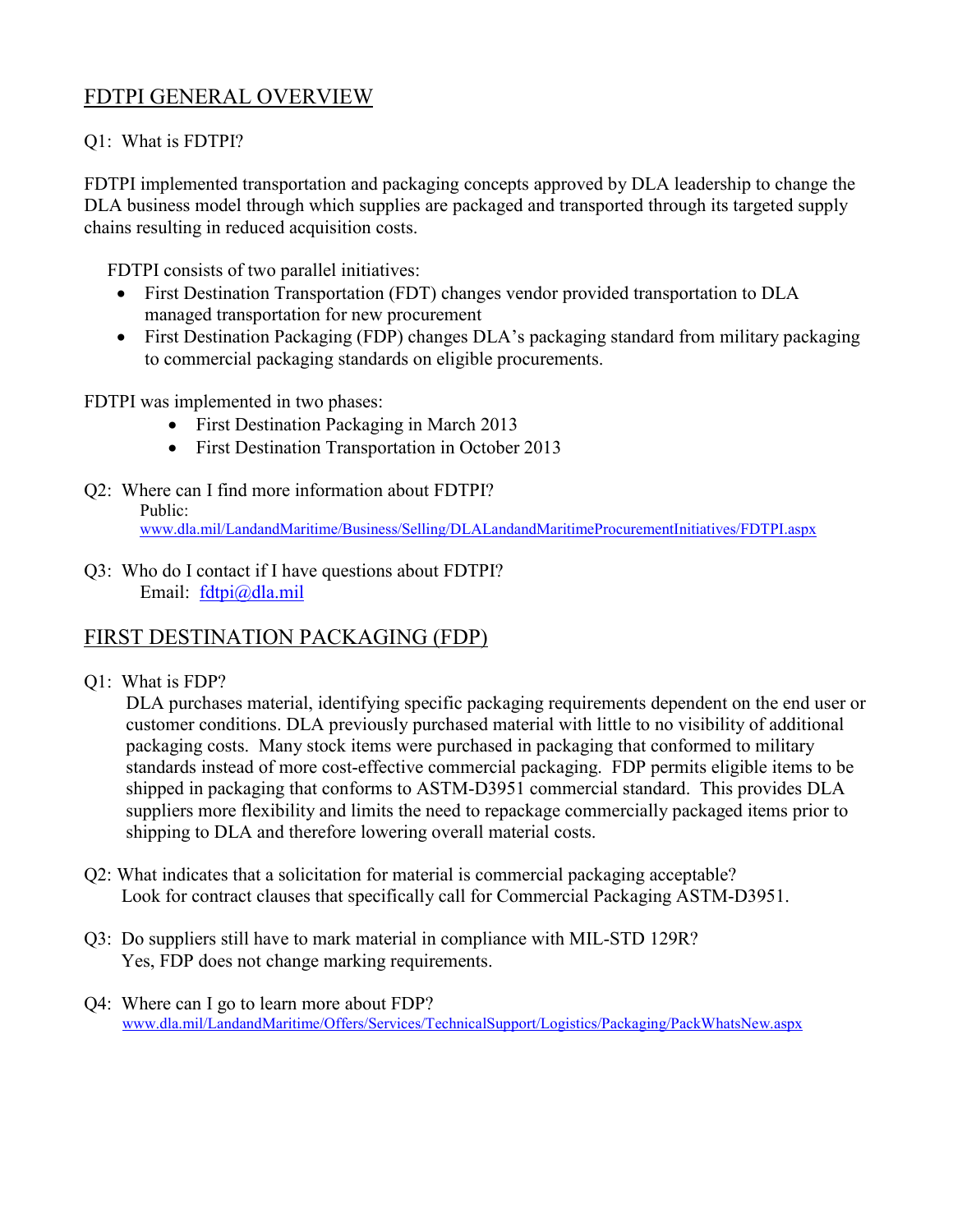## FDTPI GENERAL OVERVIEW

Q1: What is FDTPI?

FDTPI implemented transportation and packaging concepts approved by DLA leadership to change the DLA business model through which supplies are packaged and transported through its targeted supply chains resulting in reduced acquisition costs.

FDTPI consists of two parallel initiatives:

- First Destination Transportation (FDT) changes vendor provided transportation to DLA managed transportation for new procurement
- First Destination Packaging (FDP) changes DLA's packaging standard from military packaging to commercial packaging standards on eligible procurements.

FDTPI was implemented in two phases:

- First Destination Packaging in March 2013
- First Destination Transportation in October 2013

Q2: Where can I find more information about FDTPI?

Public:
www.dla.mil/LandandMaritime/Business/Selling/DLALandandMaritimeProcurementInitiatives/FDTPI.aspx

Q3: Who do I contact if I have questions about FDTPI?

Email: fdtpi@dla.mil

## FIRST DESTINATION PACKAGING (FDP)

Q1: What is FDP?

DLA purchases material, identifying specific packaging requirements dependent on the end user or customer conditions. DLA previously purchased material with little to no visibility of additional packaging costs. Many stock items were purchased in packaging that conformed to military standards instead of more cost-effective commercial packaging. FDP permits eligible items to be shipped in packaging that conforms to ASTM-D3951 commercial standard. This provides DLA suppliers more flexibility and limits the need to repackage commercially packaged items prior to shipping to DLA and therefore lowering overall material costs.

Q2: What indicates that a solicitation for material is commercial packaging acceptable?

Look for contract clauses that specifically call for Commercial Packaging ASTM-D3951.

Q3: Do suppliers still have to mark material in compliance with MIL-STD 129R?

Yes, FDP does not change marking requirements.

Q4: Where can I go to learn more about FDP?

www.dla.mil/LandandMaritime/Offers/Services/TechnicalSupport/Logistics/Packaging/PackWhatsNew.aspx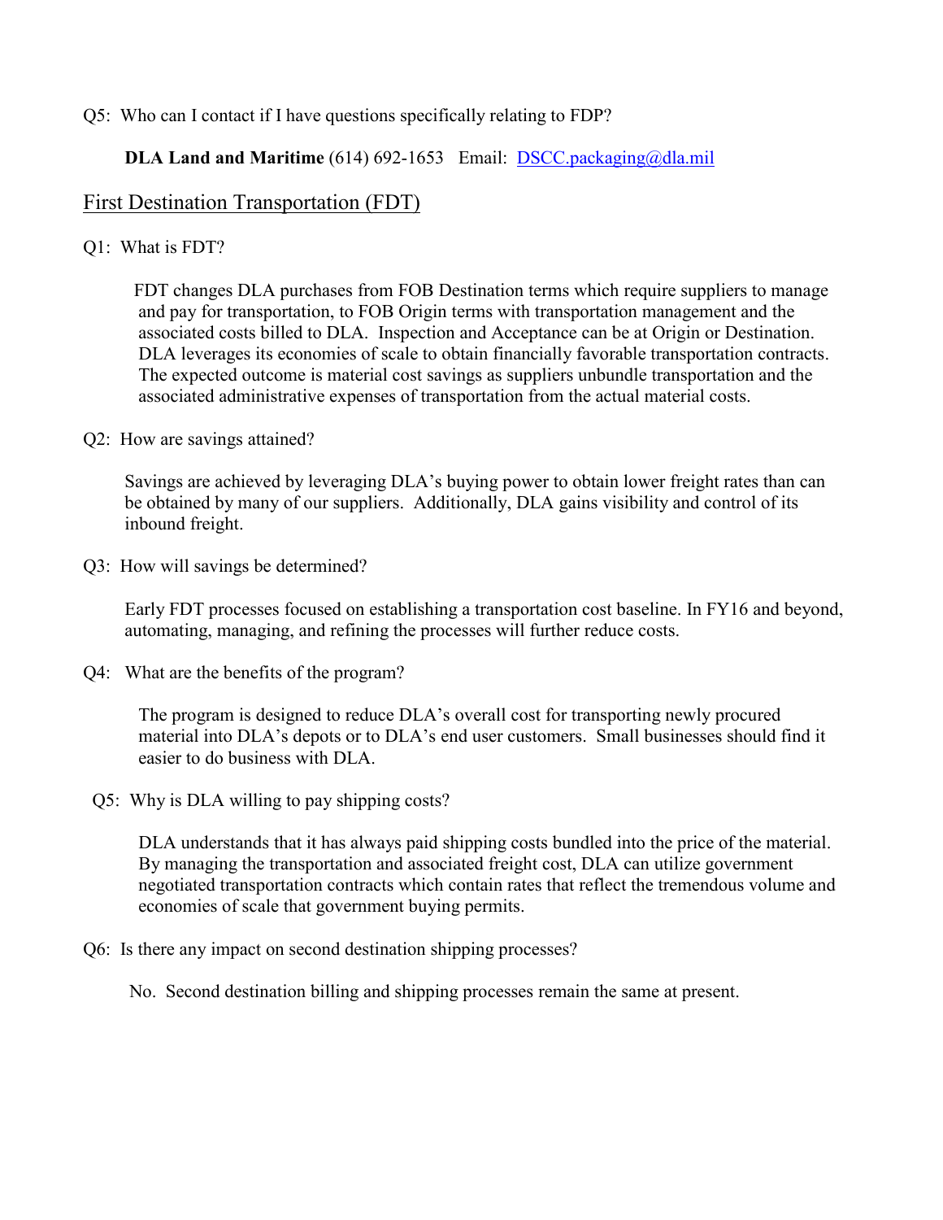Q5: Who can I contact if I have questions specifically relating to FDP?

**DLA Land and Maritime** (614) 692-1653 Email: DSCC.packaging@dla.mil

## First Destination Transportation (FDT)

Q1: What is FDT?

FDT changes DLA purchases from FOB Destination terms which require suppliers to manage and pay for transportation, to FOB Origin terms with transportation management and the associated costs billed to DLA. Inspection and Acceptance can be at Origin or Destination. DLA leverages its economies of scale to obtain financially favorable transportation contracts. The expected outcome is material cost savings as suppliers unbundle transportation and the associated administrative expenses of transportation from the actual material costs.

Q2: How are savings attained?

Savings are achieved by leveraging DLA's buying power to obtain lower freight rates than can be obtained by many of our suppliers. Additionally, DLA gains visibility and control of its inbound freight.

Q3: How will savings be determined?

Early FDT processes focused on establishing a transportation cost baseline. In FY16 and beyond, automating, managing, and refining the processes will further reduce costs.

Q4: What are the benefits of the program?

The program is designed to reduce DLA's overall cost for transporting newly procured material into DLA's depots or to DLA's end user customers. Small businesses should find it easier to do business with DLA.

Q5: Why is DLA willing to pay shipping costs?

DLA understands that it has always paid shipping costs bundled into the price of the material. By managing the transportation and associated freight cost, DLA can utilize government negotiated transportation contracts which contain rates that reflect the tremendous volume and economies of scale that government buying permits.

Q6: Is there any impact on second destination shipping processes?

No. Second destination billing and shipping processes remain the same at present.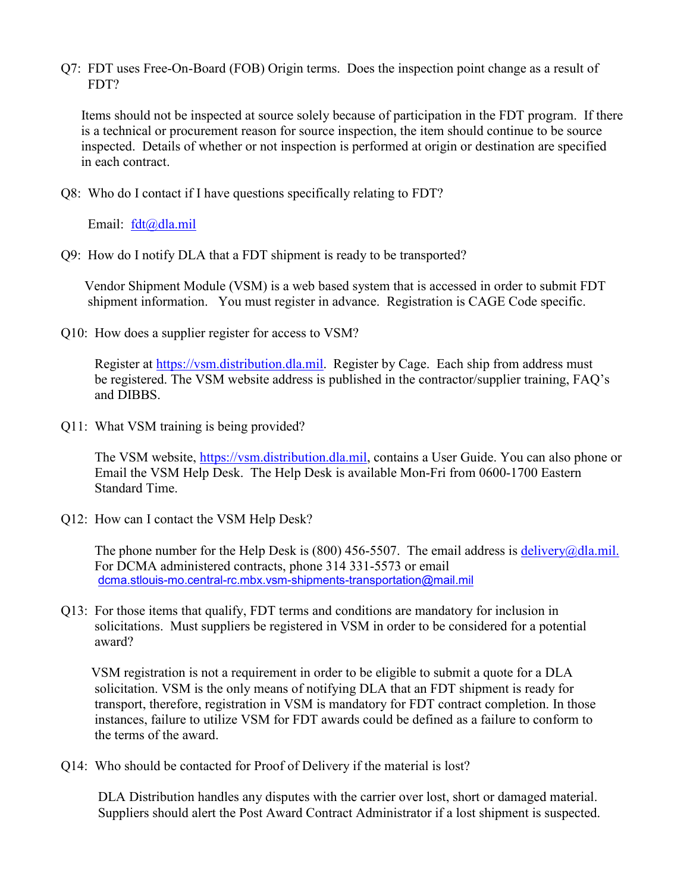Q7: FDT uses Free-On-Board (FOB) Origin terms. Does the inspection point change as a result of FDT?

Items should not be inspected at source solely because of participation in the FDT program. If there is a technical or procurement reason for source inspection, the item should continue to be source inspected. Details of whether or not inspection is performed at origin or destination are specified in each contract.

Q8: Who do I contact if I have questions specifically relating to FDT?

Email: [fdt@dla.mil](mailto:fdt@dla.mil)

Q9: How do I notify DLA that a FDT shipment is ready to be transported?

Vendor Shipment Module (VSM) is a web based system that is accessed in order to submit FDT shipment information. You must register in advance. Registration is CAGE Code specific.

Q10: How does a supplier register for access to VSM?

Register at [https://vsm.distribution.dla.mil](https://vsm.distribution.dla.mil). Register by Cage. Each ship from address must be registered. The VSM website address is published in the contractor/supplier training, FAQ's and DIBBS.

Q11: What VSM training is being provided?

The VSM website, [https://vsm.distribution.dla.mil](https://vsm.distribution.dla.mil), contains a User Guide. You can also phone or Email the VSM Help Desk. The Help Desk is available Mon-Fri from 0600-1700 Eastern Standard Time.

Q12: How can I contact the VSM Help Desk?

The phone number for the Help Desk is (800) 456-5507. The email address is [delivery@dla.mil.](mailto:delivery@dla.mil) For DCMA administered contracts, phone 314 331-5573 or email dcma.stlouis-mo.central-rc.mbx.vsm-shipments-transportation@mail.mil

Q13: For those items that qualify, FDT terms and conditions are mandatory for inclusion in solicitations. Must suppliers be registered in VSM in order to be considered for a potential award?

VSM registration is not a requirement in order to be eligible to submit a quote for a DLA solicitation. VSM is the only means of notifying DLA that an FDT shipment is ready for transport, therefore, registration in VSM is mandatory for FDT contract completion. In those instances, failure to utilize VSM for FDT awards could be defined as a failure to conform to the terms of the award.

Q14: Who should be contacted for Proof of Delivery if the material is lost?

DLA Distribution handles any disputes with the carrier over lost, short or damaged material. Suppliers should alert the Post Award Contract Administrator if a lost shipment is suspected.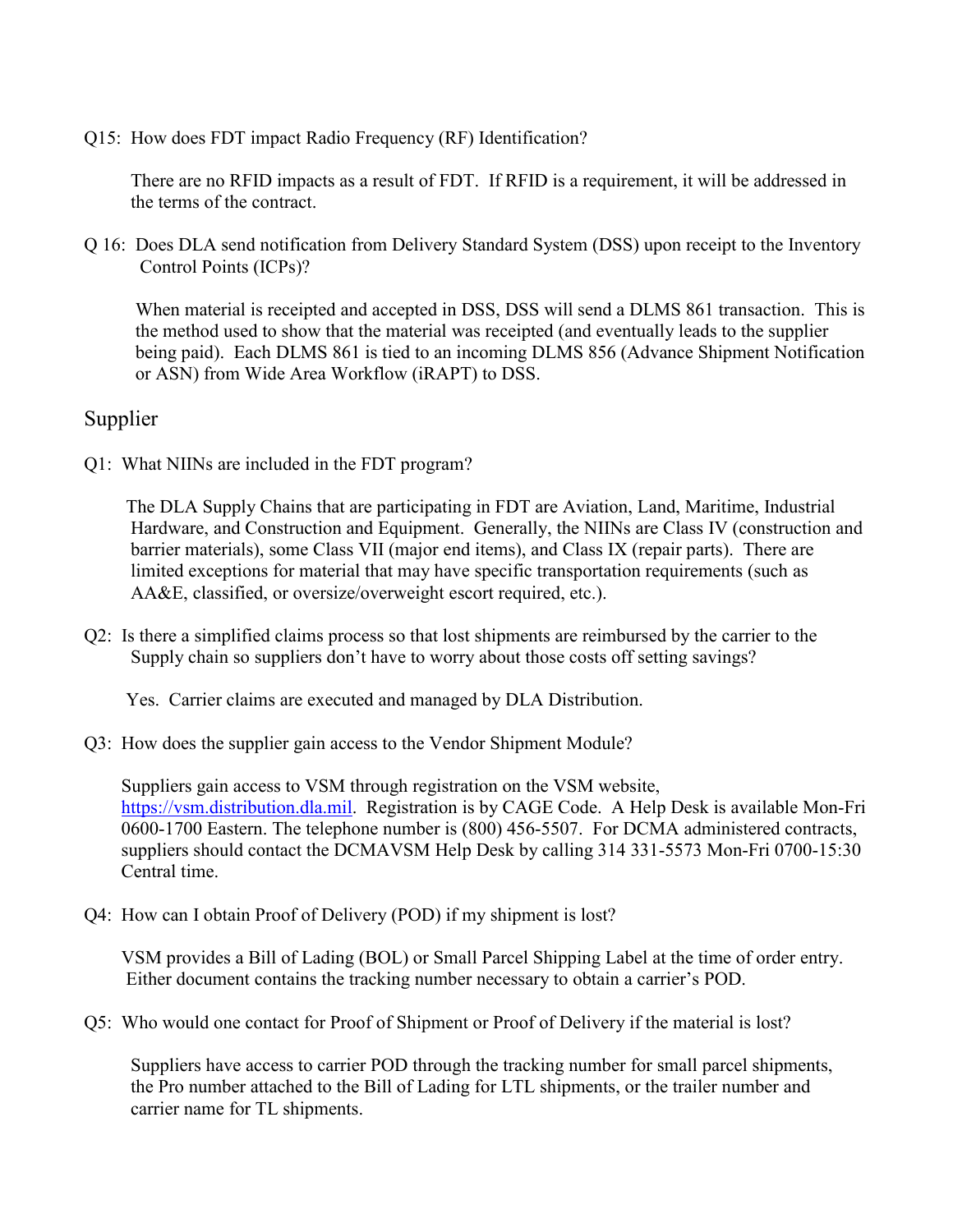Q15: How does FDT impact Radio Frequency (RF) Identification?

There are no RFID impacts as a result of FDT. If RFID is a requirement, it will be addressed in the terms of the contract.

Q 16: Does DLA send notification from Delivery Standard System (DSS) upon receipt to the Inventory Control Points (ICPs)?

When material is receipted and accepted in DSS, DSS will send a DLMS 861 transaction. This is the method used to show that the material was receipted (and eventually leads to the supplier being paid). Each DLMS 861 is tied to an incoming DLMS 856 (Advance Shipment Notification or ASN) from Wide Area Workflow (iRAPT) to DSS.

## Supplier

Q1: What NIINs are included in the FDT program?

The DLA Supply Chains that are participating in FDT are Aviation, Land, Maritime, Industrial Hardware, and Construction and Equipment. Generally, the NIINs are Class IV (construction and barrier materials), some Class VII (major end items), and Class IX (repair parts). There are limited exceptions for material that may have specific transportation requirements (such as AA&E, classified, or oversize/overweight escort required, etc.).

Q2: Is there a simplified claims process so that lost shipments are reimbursed by the carrier to the Supply chain so suppliers don't have to worry about those costs off setting savings?

Yes. Carrier claims are executed and managed by DLA Distribution.

Q3: How does the supplier gain access to the Vendor Shipment Module?

Suppliers gain access to VSM through registration on the VSM website, https://vsm.distribution.dla.mil. Registration is by CAGE Code. A Help Desk is available Mon-Fri 0600-1700 Eastern. The telephone number is (800) 456-5507. For DCMA administered contracts, suppliers should contact the DCMAVSM Help Desk by calling 314 331-5573 Mon-Fri 0700-15:30 Central time.

Q4: How can I obtain Proof of Delivery (POD) if my shipment is lost?

VSM provides a Bill of Lading (BOL) or Small Parcel Shipping Label at the time of order entry. Either document contains the tracking number necessary to obtain a carrier's POD.

Q5: Who would one contact for Proof of Shipment or Proof of Delivery if the material is lost?

Suppliers have access to carrier POD through the tracking number for small parcel shipments, the Pro number attached to the Bill of Lading for LTL shipments, or the trailer number and carrier name for TL shipments.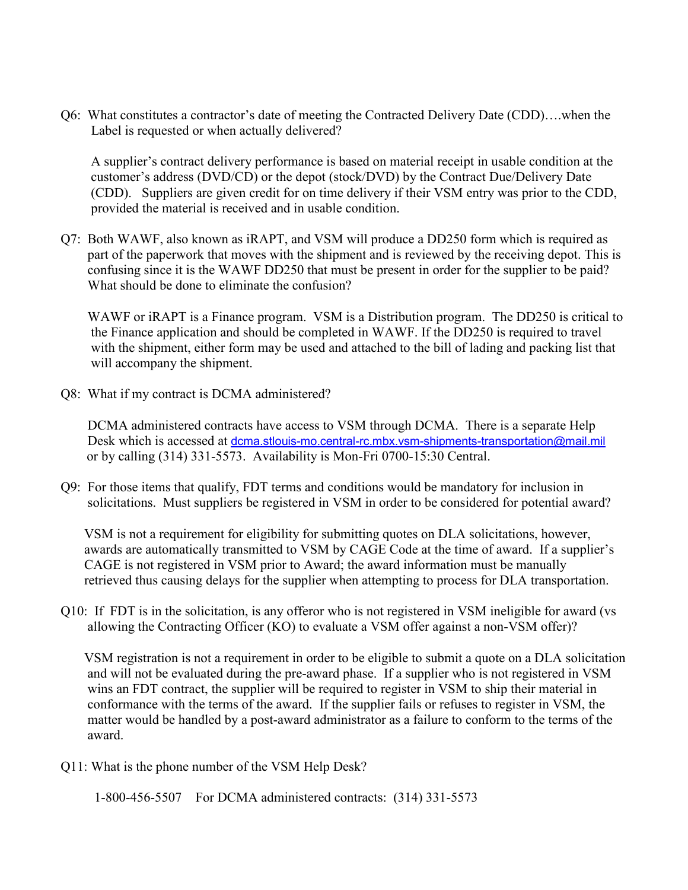Q6: What constitutes a contractor's date of meeting the Contracted Delivery Date (CDD)….when the Label is requested or when actually delivered?

A supplier's contract delivery performance is based on material receipt in usable condition at the customer's address (DVD/CD) or the depot (stock/DVD) by the Contract Due/Delivery Date (CDD). Suppliers are given credit for on time delivery if their VSM entry was prior to the CDD, provided the material is received and in usable condition.

Q7: Both WAWF, also known as iRAPT, and VSM will produce a DD250 form which is required as part of the paperwork that moves with the shipment and is reviewed by the receiving depot. This is confusing since it is the WAWF DD250 that must be present in order for the supplier to be paid? What should be done to eliminate the confusion?

WAWF or iRAPT is a Finance program. VSM is a Distribution program. The DD250 is critical to the Finance application and should be completed in WAWF. If the DD250 is required to travel with the shipment, either form may be used and attached to the bill of lading and packing list that will accompany the shipment.

Q8: What if my contract is DCMA administered?

DCMA administered contracts have access to VSM through DCMA. There is a separate Help Desk which is accessed at dcma.stlouis-mo.central-rc.mbx.vsm-shipments-transportation@mail.mil or by calling (314) 331-5573. Availability is Mon-Fri 0700-15:30 Central.

Q9: For those items that qualify, FDT terms and conditions would be mandatory for inclusion in solicitations. Must suppliers be registered in VSM in order to be considered for potential award?

VSM is not a requirement for eligibility for submitting quotes on DLA solicitations, however, awards are automatically transmitted to VSM by CAGE Code at the time of award. If a supplier's CAGE is not registered in VSM prior to Award; the award information must be manually retrieved thus causing delays for the supplier when attempting to process for DLA transportation.

Q10: If FDT is in the solicitation, is any offeror who is not registered in VSM ineligible for award (vs allowing the Contracting Officer (KO) to evaluate a VSM offer against a non-VSM offer)?

VSM registration is not a requirement in order to be eligible to submit a quote on a DLA solicitation and will not be evaluated during the pre-award phase. If a supplier who is not registered in VSM wins an FDT contract, the supplier will be required to register in VSM to ship their material in conformance with the terms of the award. If the supplier fails or refuses to register in VSM, the matter would be handled by a post-award administrator as a failure to conform to the terms of the award.

Q11: What is the phone number of the VSM Help Desk?

1-800-456-5507 For DCMA administered contracts: (314) 331-5573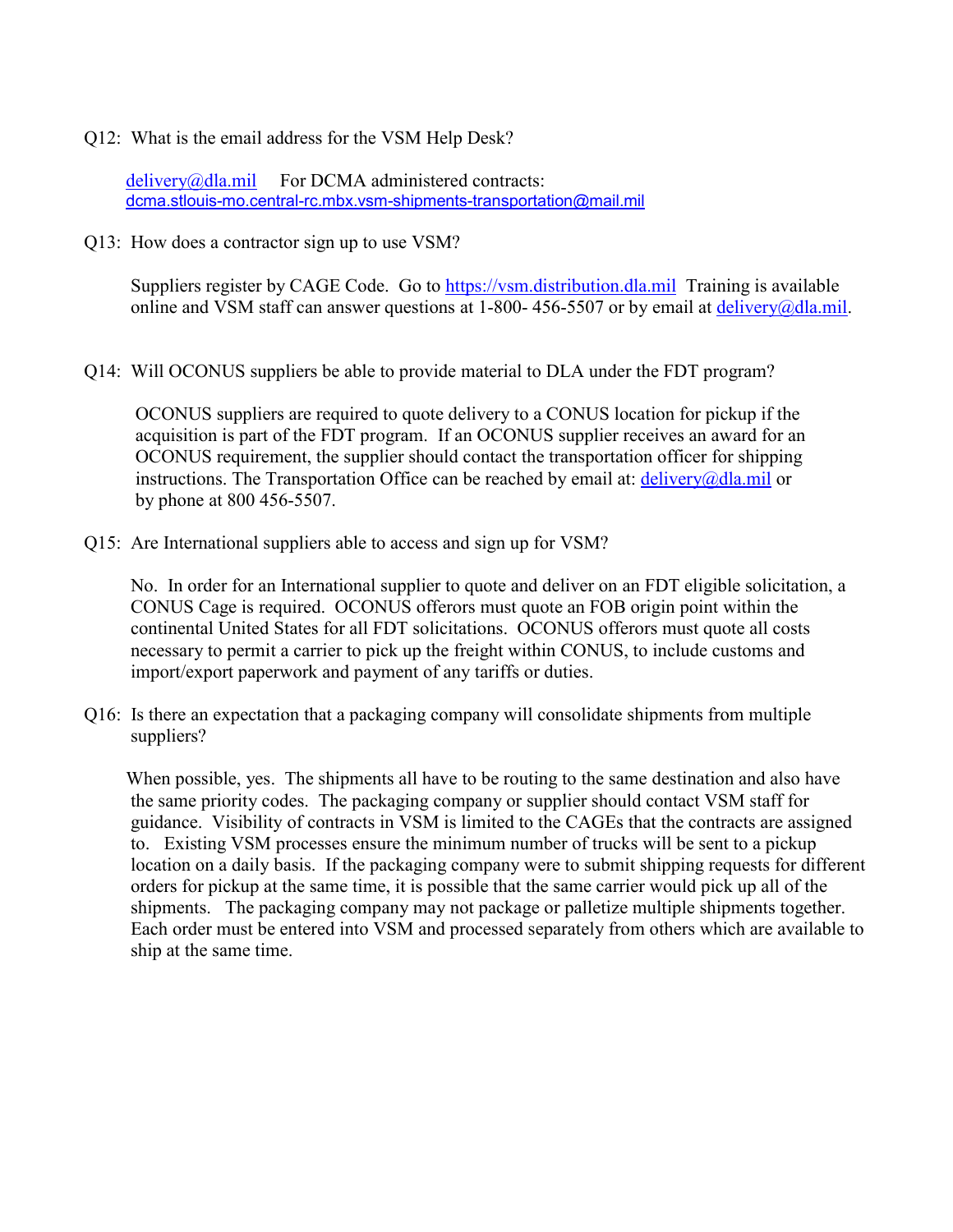Q12: What is the email address for the VSM Help Desk?

delivery@dla.mil For DCMA administered contracts: dcma.stlouis-mo.central-rc.mbx.vsm-shipments-transportation@mail.mil

Q13: How does a contractor sign up to use VSM?

Suppliers register by CAGE Code. Go to https://vsm.distribution.dla.mil Training is available online and VSM staff can answer questions at 1-800- 456-5507 or by email at delivery@dla.mil.

Q14: Will OCONUS suppliers be able to provide material to DLA under the FDT program?

OCONUS suppliers are required to quote delivery to a CONUS location for pickup if the acquisition is part of the FDT program. If an OCONUS supplier receives an award for an OCONUS requirement, the supplier should contact the transportation officer for shipping instructions. The Transportation Office can be reached by email at: delivery@dla.mil or by phone at 800 456-5507.

Q15: Are International suppliers able to access and sign up for VSM?

No. In order for an International supplier to quote and deliver on an FDT eligible solicitation, a CONUS Cage is required. OCONUS offerors must quote an FOB origin point within the continental United States for all FDT solicitations. OCONUS offerors must quote all costs necessary to permit a carrier to pick up the freight within CONUS, to include customs and import/export paperwork and payment of any tariffs or duties.

Q16: Is there an expectation that a packaging company will consolidate shipments from multiple suppliers?

When possible, yes. The shipments all have to be routing to the same destination and also have the same priority codes. The packaging company or supplier should contact VSM staff for guidance. Visibility of contracts in VSM is limited to the CAGEs that the contracts are assigned to. Existing VSM processes ensure the minimum number of trucks will be sent to a pickup location on a daily basis. If the packaging company were to submit shipping requests for different orders for pickup at the same time, it is possible that the same carrier would pick up all of the shipments. The packaging company may not package or palletize multiple shipments together. Each order must be entered into VSM and processed separately from others which are available to ship at the same time.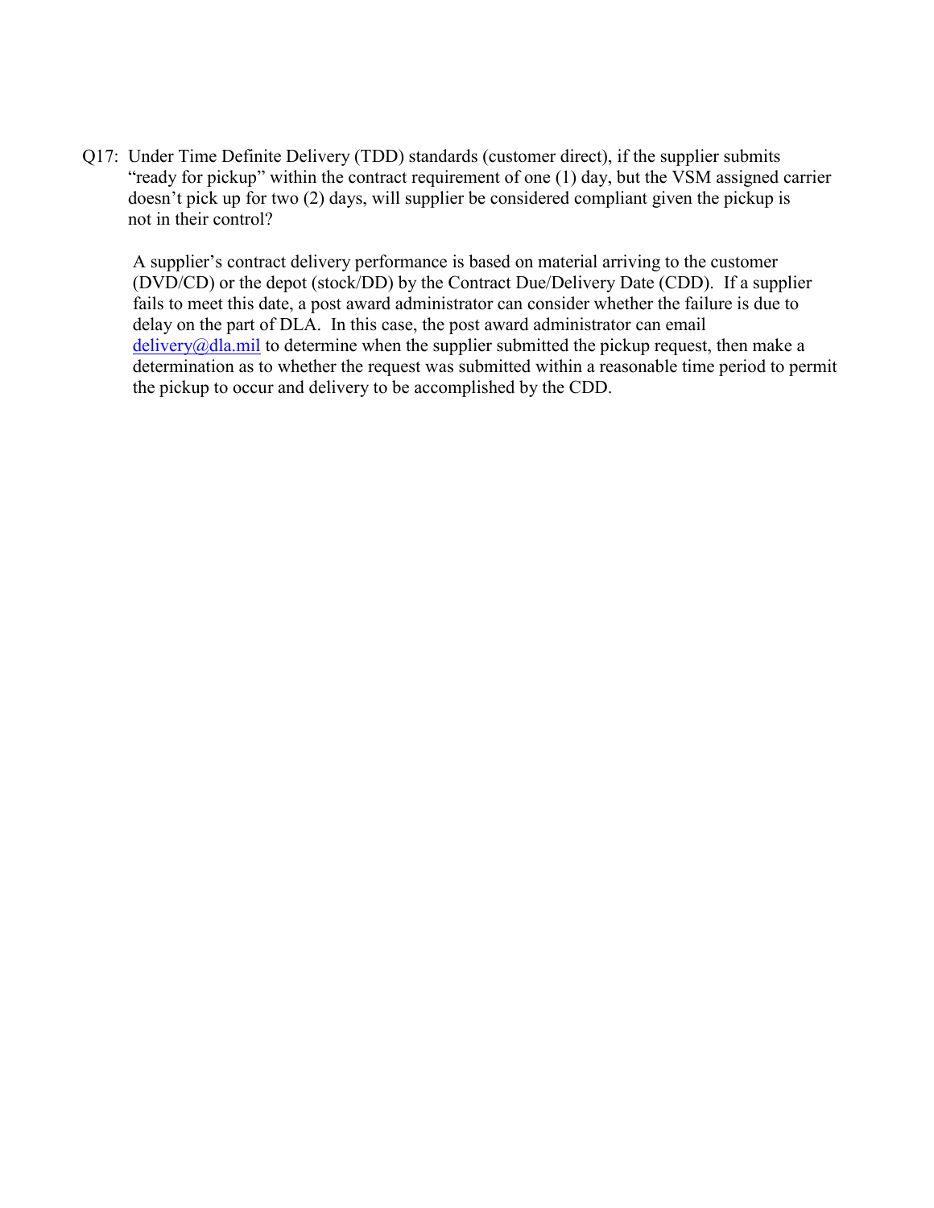Q17: Under Time Definite Delivery (TDD) standards (customer direct), if the supplier submits "ready for pickup" within the contract requirement of one (1) day, but the VSM assigned carrier doesn't pick up for two (2) days, will supplier be considered compliant given the pickup is not in their control?

A supplier's contract delivery performance is based on material arriving to the customer (DVD/CD) or the depot (stock/DD) by the Contract Due/Delivery Date (CDD). If a supplier fails to meet this date, a post award administrator can consider whether the failure is due to delay on the part of DLA. In this case, the post award administrator can email [delivery@dla.mil](mailto:delivery@dla.mil) to determine when the supplier submitted the pickup request, then make a determination as to whether the request was submitted within a reasonable time period to permit the pickup to occur and delivery to be accomplished by the CDD.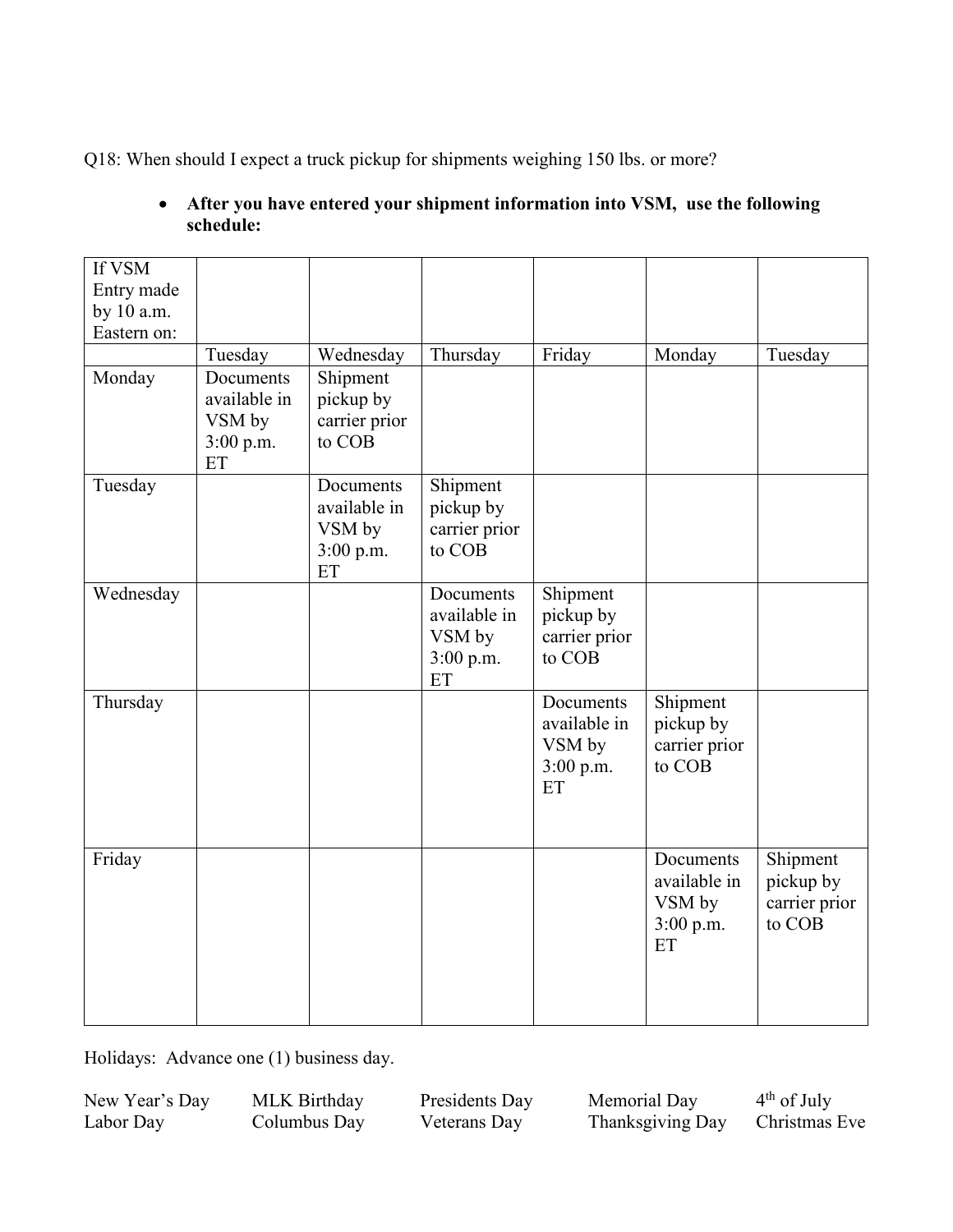Q18: When should I expect a truck pickup for shipments weighing 150 lbs. or more?

- **After you have entered your shipment information into VSM, use the following schedule:**

| If VSM Entry made by 10 a.m. Eastern on: | | | | | | |
|---|---|---|---|---|---|---|
| | Tuesday | Wednesday | Thursday | Friday | Monday | Tuesday |
| Monday | Documents available in VSM by 3:00 p.m. ET | Shipment pickup by carrier prior to COB | | | | |
| Tuesday | | Documents available in VSM by 3:00 p.m. ET | Shipment pickup by carrier prior to COB | | | |
| Wednesday | | | Documents available in VSM by 3:00 p.m. ET | Shipment pickup by carrier prior to COB | | |
| Thursday | | | | Documents available in VSM by 3:00 p.m. ET | Shipment pickup by carrier prior to COB | |
| Friday | | | | | Documents available in VSM by 3:00 p.m. ET | Shipment pickup by carrier prior to COB |

Holidays: Advance one (1) business day.

| | | | | |
|---|---|---|---|---|
| New Year's Day | MLK Birthday | Presidents Day | Memorial Day | 4th of July |
| Labor Day | Columbus Day | Veterans Day | Thanksgiving Day | Christmas Eve |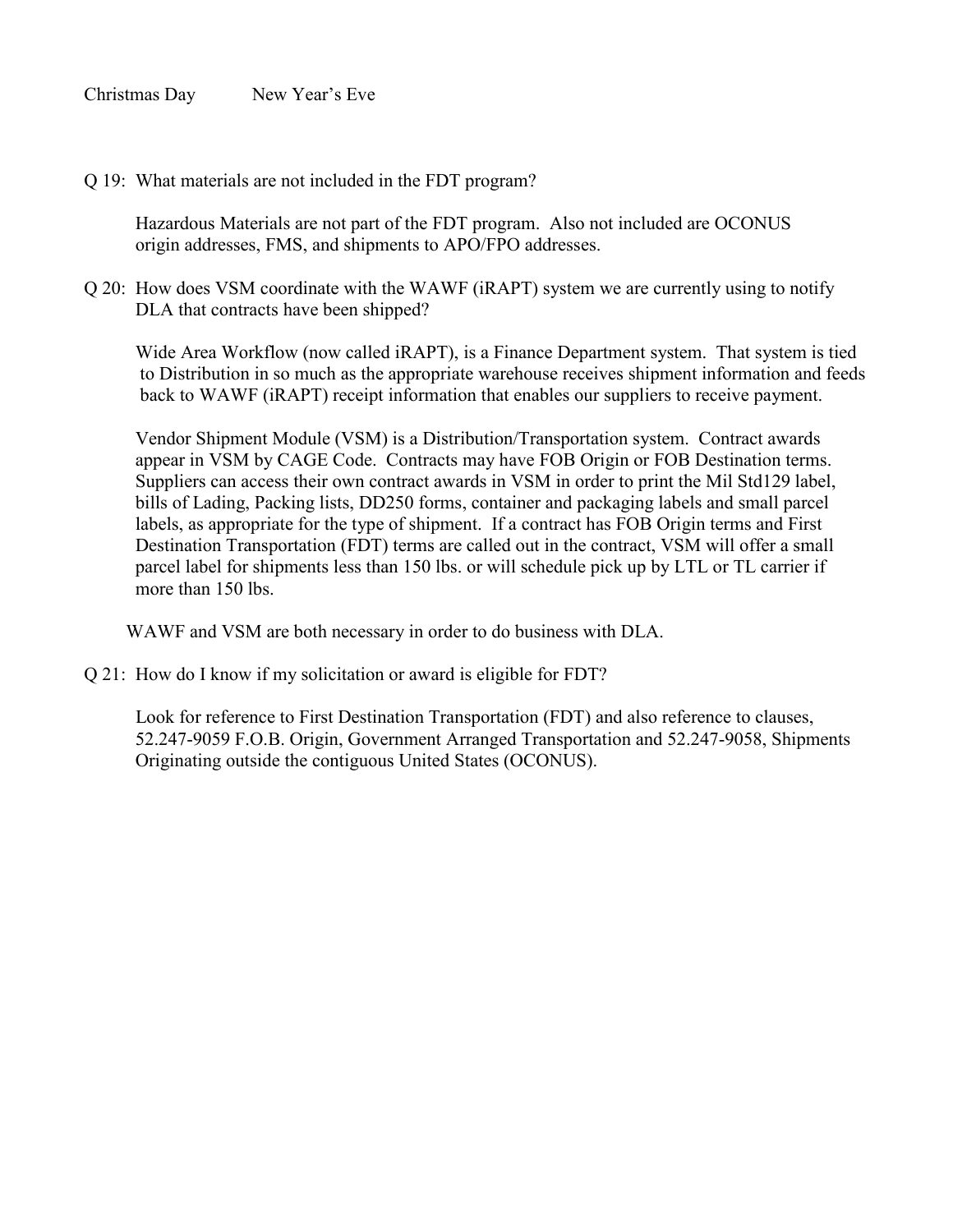Christmas Day New Year's Eve

Q 19: What materials are not included in the FDT program?

Hazardous Materials are not part of the FDT program. Also not included are OCONUS origin addresses, FMS, and shipments to APO/FPO addresses.

Q 20: How does VSM coordinate with the WAWF (iRAPT) system we are currently using to notify DLA that contracts have been shipped?

Wide Area Workflow (now called iRAPT), is a Finance Department system. That system is tied to Distribution in so much as the appropriate warehouse receives shipment information and feeds back to WAWF (iRAPT) receipt information that enables our suppliers to receive payment.

Vendor Shipment Module (VSM) is a Distribution/Transportation system. Contract awards appear in VSM by CAGE Code. Contracts may have FOB Origin or FOB Destination terms. Suppliers can access their own contract awards in VSM in order to print the Mil Std129 label, bills of Lading, Packing lists, DD250 forms, container and packaging labels and small parcel labels, as appropriate for the type of shipment. If a contract has FOB Origin terms and First Destination Transportation (FDT) terms are called out in the contract, VSM will offer a small parcel label for shipments less than 150 lbs. or will schedule pick up by LTL or TL carrier if more than 150 lbs.

WAWF and VSM are both necessary in order to do business with DLA.

Q 21: How do I know if my solicitation or award is eligible for FDT?

Look for reference to First Destination Transportation (FDT) and also reference to clauses, 52.247-9059 F.O.B. Origin, Government Arranged Transportation and 52.247-9058, Shipments Originating outside the contiguous United States (OCONUS).